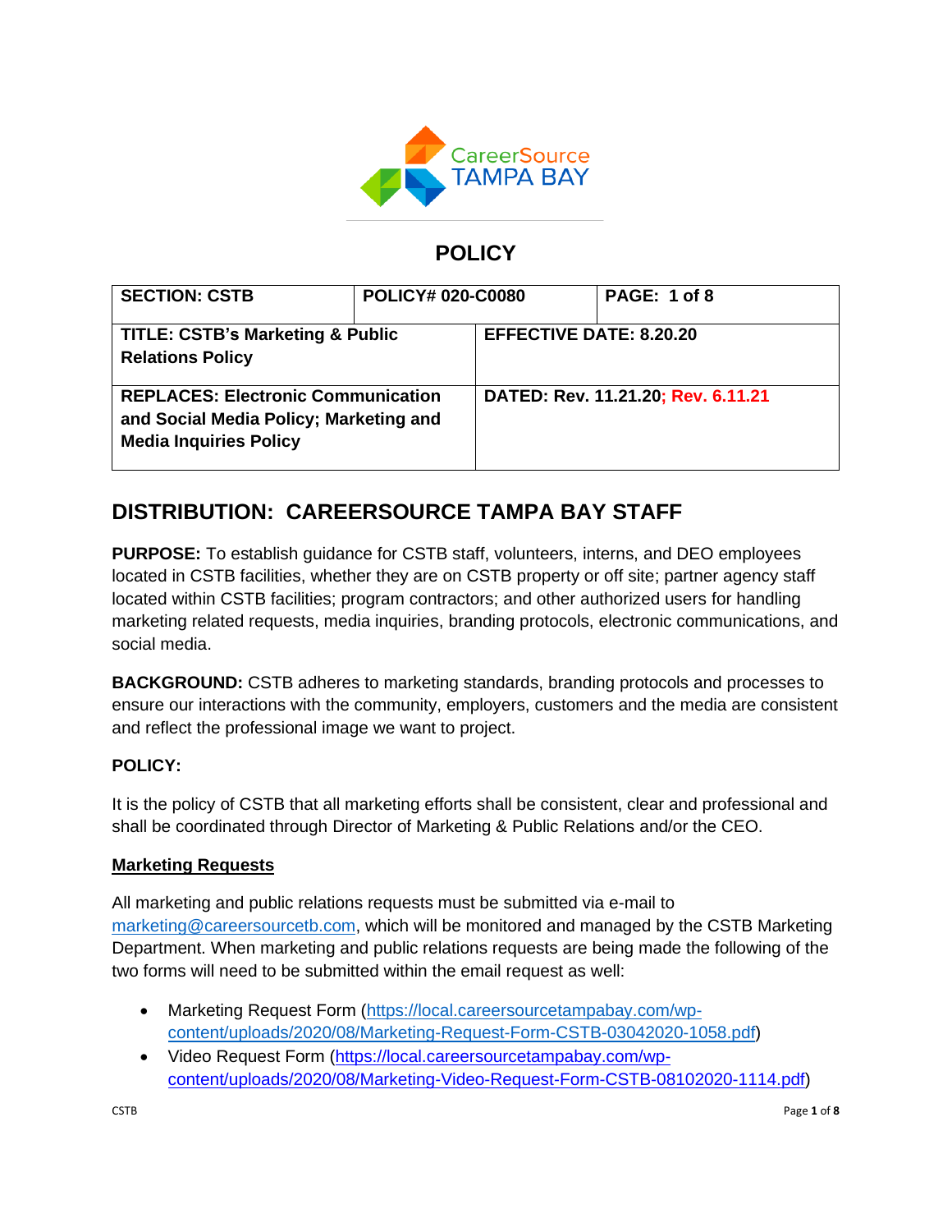CareerSource TAMPA BAY

# POLICY

| SECTION: CSTB | POLICY# 020-C0080 | PAGE: 1 of 8 |
|---|---|---|
| TITLE: CSTB's Marketing & Public Relations Policy | EFFECTIVE DATE: 8.20.20 | |
| REPLACES: Electronic Communication and Social Media Policy; Marketing and Media Inquiries Policy | DATED: Rev. 11.21.20; Rev. 6.11.21 | |

## DISTRIBUTION: CAREERSOURCE TAMPA BAY STAFF

**PURPOSE:** To establish guidance for CSTB staff, volunteers, interns, and DEO employees located in CSTB facilities, whether they are on CSTB property or off site; partner agency staff located within CSTB facilities; program contractors; and other authorized users for handling marketing related requests, media inquiries, branding protocols, electronic communications, and social media.

**BACKGROUND:** CSTB adheres to marketing standards, branding protocols and processes to ensure our interactions with the community, employers, customers and the media are consistent and reflect the professional image we want to project.

**POLICY:**

It is the policy of CSTB that all marketing efforts shall be consistent, clear and professional and shall be coordinated through Director of Marketing & Public Relations and/or the CEO.

**Marketing Requests**

All marketing and public relations requests must be submitted via e-mail to marketing@careersourcetb.com, which will be monitored and managed by the CSTB Marketing Department. When marketing and public relations requests are being made the following of the two forms will need to be submitted within the email request as well:

- Marketing Request Form (https://local.careersourcetampabay.com/wp-content/uploads/2020/08/Marketing-Request-Form-CSTB-03042020-1058.pdf)
- Video Request Form (https://local.careersourcetampabay.com/wp-content/uploads/2020/08/Marketing-Video-Request-Form-CSTB-08102020-1114.pdf)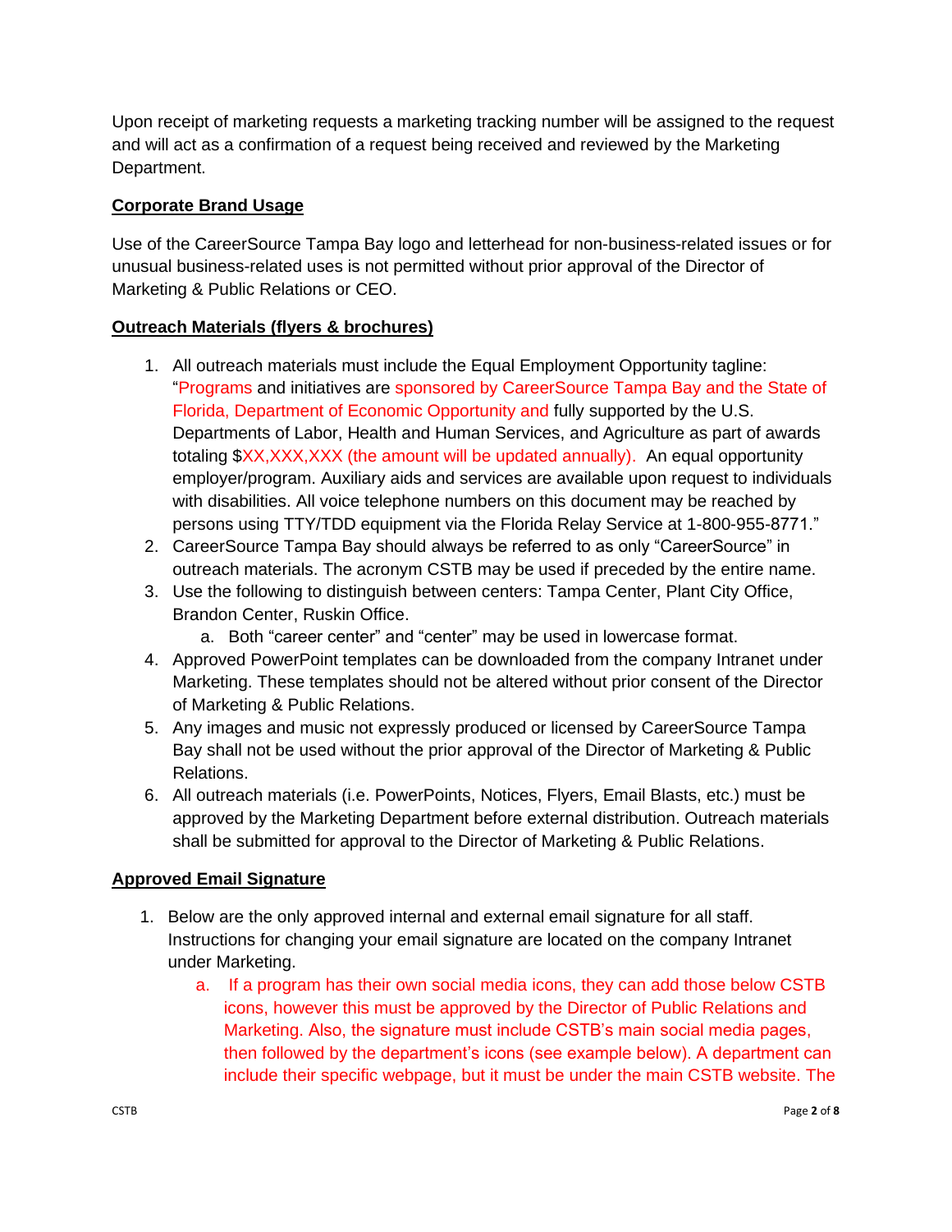Upon receipt of marketing requests a marketing tracking number will be assigned to the request and will act as a confirmation of a request being received and reviewed by the Marketing Department.

## Corporate Brand Usage

Use of the CareerSource Tampa Bay logo and letterhead for non-business-related issues or for unusual business-related uses is not permitted without prior approval of the Director of Marketing & Public Relations or CEO.

## Outreach Materials (flyers & brochures)

1. All outreach materials must include the Equal Employment Opportunity tagline: "Programs and initiatives are sponsored by CareerSource Tampa Bay and the State of Florida, Department of Economic Opportunity and fully supported by the U.S. Departments of Labor, Health and Human Services, and Agriculture as part of awards totaling $XX,XXX,XXX (the amount will be updated annually). An equal opportunity employer/program. Auxiliary aids and services are available upon request to individuals with disabilities. All voice telephone numbers on this document may be reached by persons using TTY/TDD equipment via the Florida Relay Service at 1-800-955-8771."
2. CareerSource Tampa Bay should always be referred to as only "CareerSource" in outreach materials. The acronym CSTB may be used if preceded by the entire name.
3. Use the following to distinguish between centers: Tampa Center, Plant City Office, Brandon Center, Ruskin Office.
   a. Both "career center" and "center" may be used in lowercase format.
4. Approved PowerPoint templates can be downloaded from the company Intranet under Marketing. These templates should not be altered without prior consent of the Director of Marketing & Public Relations.
5. Any images and music not expressly produced or licensed by CareerSource Tampa Bay shall not be used without the prior approval of the Director of Marketing & Public Relations.
6. All outreach materials (i.e. PowerPoints, Notices, Flyers, Email Blasts, etc.) must be approved by the Marketing Department before external distribution. Outreach materials shall be submitted for approval to the Director of Marketing & Public Relations.

## Approved Email Signature

1. Below are the only approved internal and external email signature for all staff. Instructions for changing your email signature are located on the company Intranet under Marketing.
   a. If a program has their own social media icons, they can add those below CSTB icons, however this must be approved by the Director of Public Relations and Marketing. Also, the signature must include CSTB's main social media pages, then followed by the department's icons (see example below). A department can include their specific webpage, but it must be under the main CSTB website. The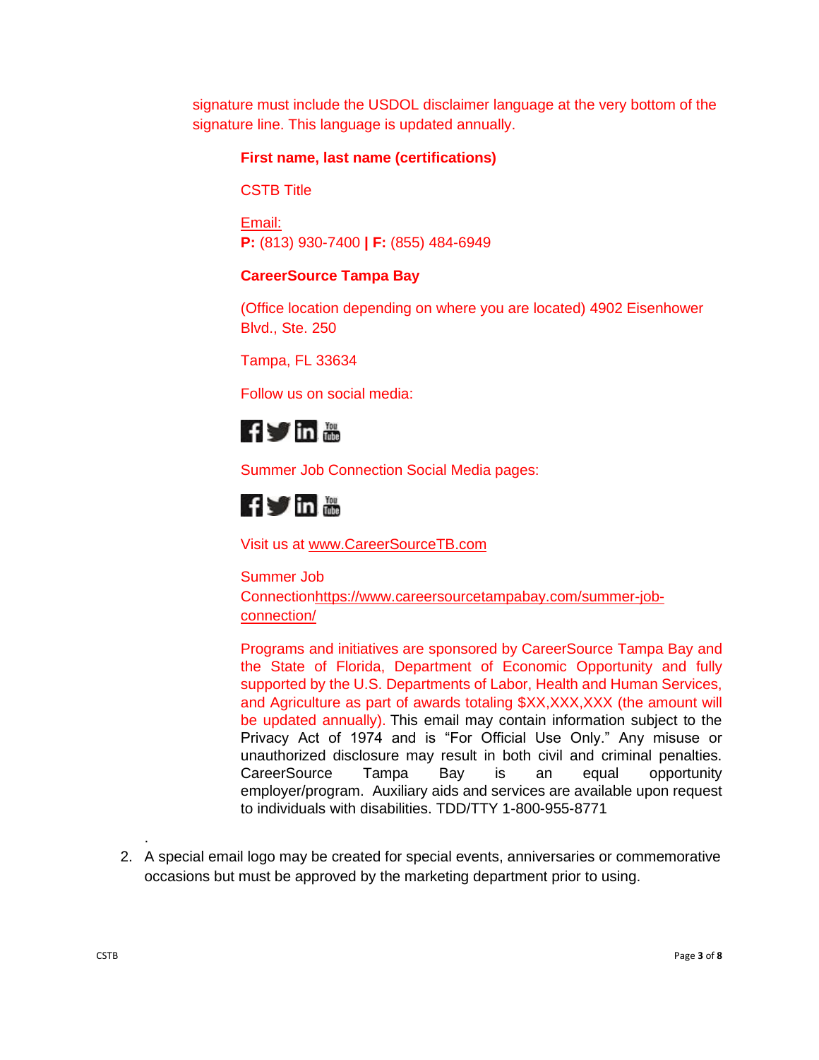signature must include the USDOL disclaimer language at the very bottom of the signature line. This language is updated annually.

> **First name, last name (certifications)**
>
> CSTB Title
>
> Email:
> **P:** (813) 930-7400 **| F:** (855) 484-6949
>
> **CareerSource Tampa Bay**
>
> (Office location depending on where you are located) 4902 Eisenhower Blvd., Ste. 250
>
> Tampa, FL 33634
>
> Follow us on social media:
>
> Summer Job Connection Social Media pages:
>
> Visit us at www.CareerSourceTB.com
>
> Summer Job Connectionhttps://www.careersourcetampabay.com/summer-job-connection/
>
> Programs and initiatives are sponsored by CareerSource Tampa Bay and the State of Florida, Department of Economic Opportunity and fully supported by the U.S. Departments of Labor, Health and Human Services, and Agriculture as part of awards totaling $XX,XXX,XXX (the amount will be updated annually). This email may contain information subject to the Privacy Act of 1974 and is "For Official Use Only." Any misuse or unauthorized disclosure may result in both civil and criminal penalties. CareerSource Tampa Bay is an equal opportunity employer/program. Auxiliary aids and services are available upon request to individuals with disabilities. TDD/TTY 1-800-955-8771

.

2. A special email logo may be created for special events, anniversaries or commemorative occasions but must be approved by the marketing department prior to using.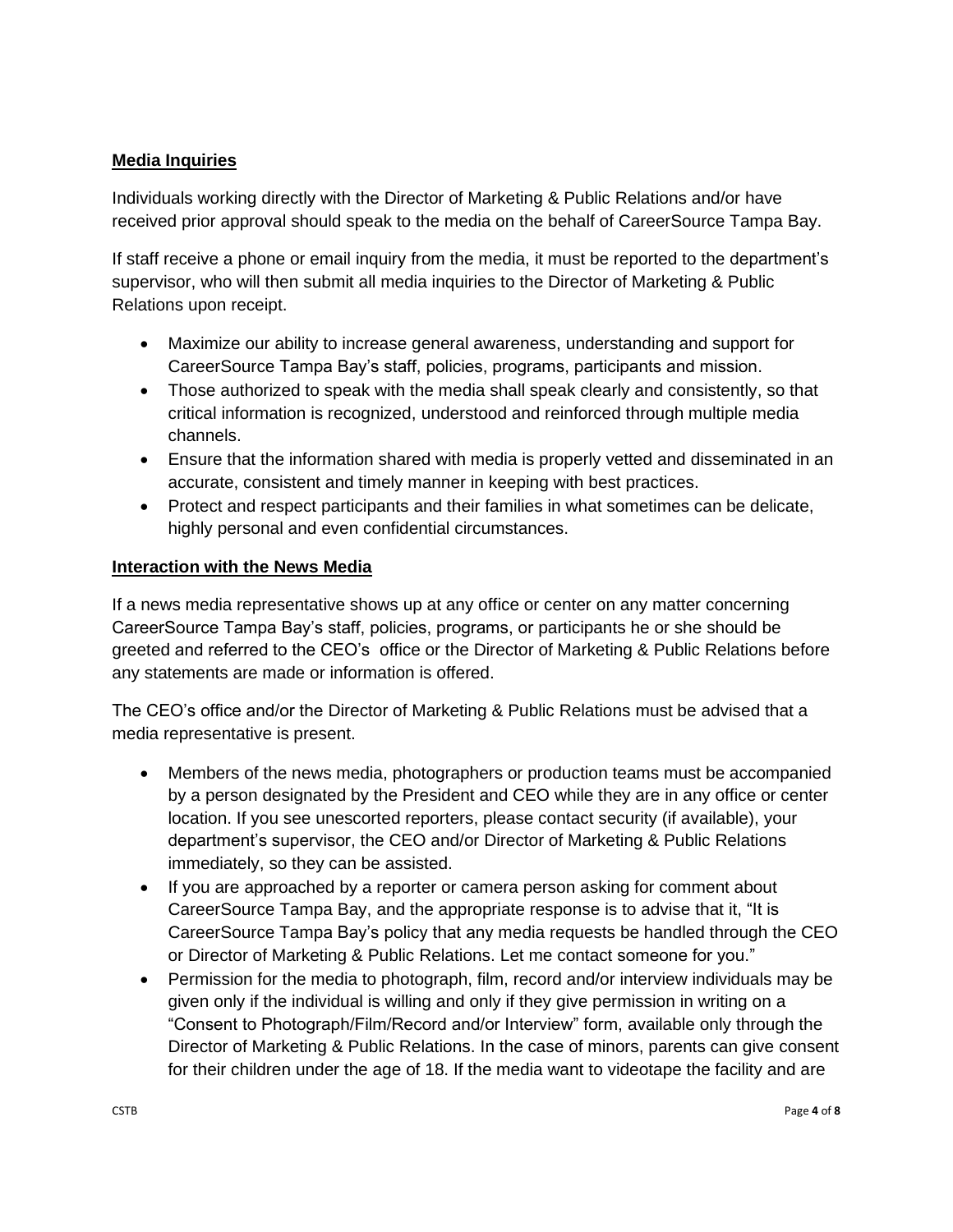**Media Inquiries**

Individuals working directly with the Director of Marketing & Public Relations and/or have received prior approval should speak to the media on the behalf of CareerSource Tampa Bay.

If staff receive a phone or email inquiry from the media, it must be reported to the department's supervisor, who will then submit all media inquiries to the Director of Marketing & Public Relations upon receipt.

- Maximize our ability to increase general awareness, understanding and support for CareerSource Tampa Bay's staff, policies, programs, participants and mission.
- Those authorized to speak with the media shall speak clearly and consistently, so that critical information is recognized, understood and reinforced through multiple media channels.
- Ensure that the information shared with media is properly vetted and disseminated in an accurate, consistent and timely manner in keeping with best practices.
- Protect and respect participants and their families in what sometimes can be delicate, highly personal and even confidential circumstances.

**Interaction with the News Media**

If a news media representative shows up at any office or center on any matter concerning CareerSource Tampa Bay's staff, policies, programs, or participants he or she should be greeted and referred to the CEO's office or the Director of Marketing & Public Relations before any statements are made or information is offered.

The CEO's office and/or the Director of Marketing & Public Relations must be advised that a media representative is present.

- Members of the news media, photographers or production teams must be accompanied by a person designated by the President and CEO while they are in any office or center location. If you see unescorted reporters, please contact security (if available), your department's supervisor, the CEO and/or Director of Marketing & Public Relations immediately, so they can be assisted.
- If you are approached by a reporter or camera person asking for comment about CareerSource Tampa Bay, and the appropriate response is to advise that it, "It is CareerSource Tampa Bay's policy that any media requests be handled through the CEO or Director of Marketing & Public Relations. Let me contact someone for you."
- Permission for the media to photograph, film, record and/or interview individuals may be given only if the individual is willing and only if they give permission in writing on a "Consent to Photograph/Film/Record and/or Interview" form, available only through the Director of Marketing & Public Relations. In the case of minors, parents can give consent for their children under the age of 18. If the media want to videotape the facility and are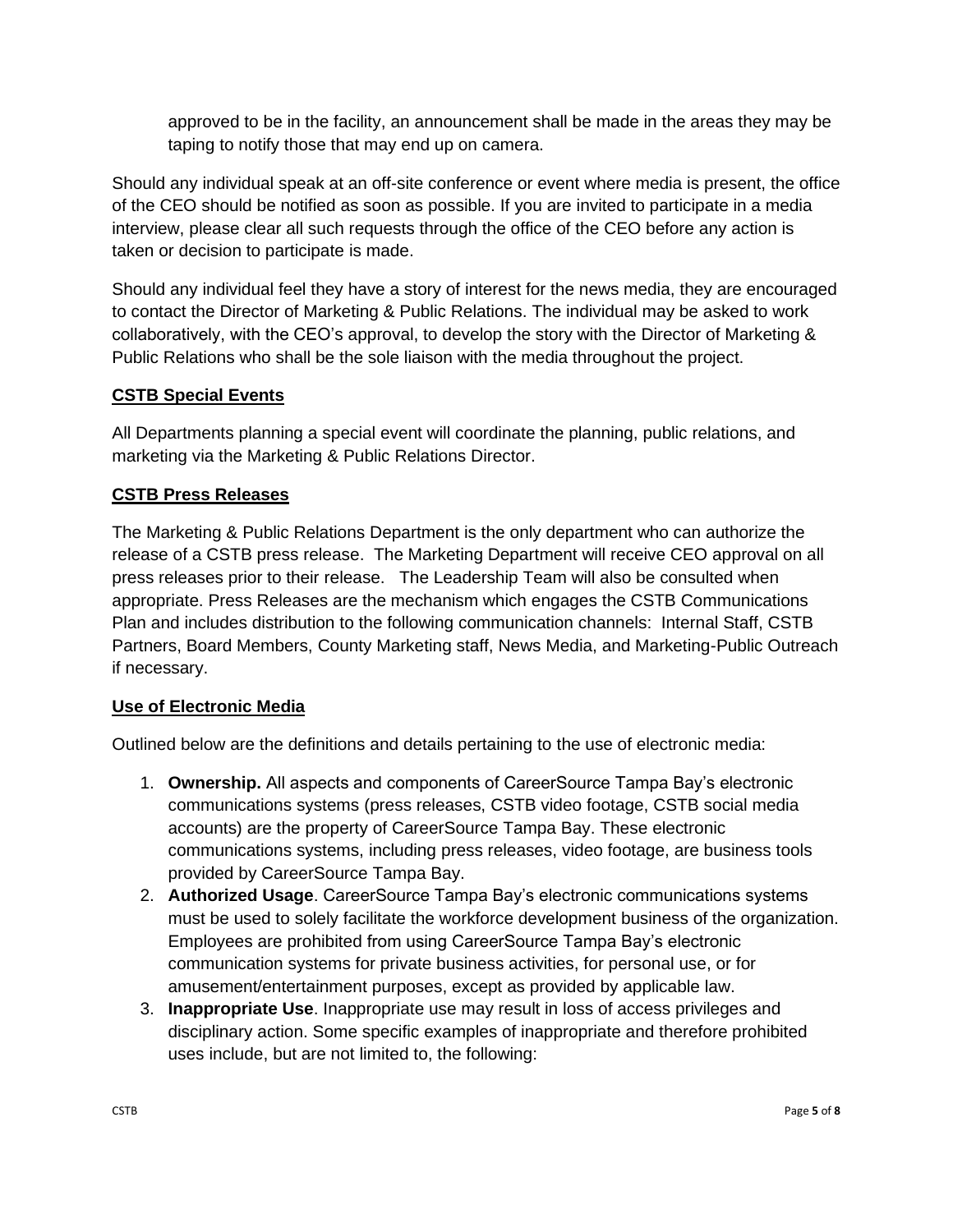approved to be in the facility, an announcement shall be made in the areas they may be taping to notify those that may end up on camera.

Should any individual speak at an off-site conference or event where media is present, the office of the CEO should be notified as soon as possible. If you are invited to participate in a media interview, please clear all such requests through the office of the CEO before any action is taken or decision to participate is made.

Should any individual feel they have a story of interest for the news media, they are encouraged to contact the Director of Marketing & Public Relations. The individual may be asked to work collaboratively, with the CEO's approval, to develop the story with the Director of Marketing & Public Relations who shall be the sole liaison with the media throughout the project.

**CSTB Special Events**

All Departments planning a special event will coordinate the planning, public relations, and marketing via the Marketing & Public Relations Director.

**CSTB Press Releases**

The Marketing & Public Relations Department is the only department who can authorize the release of a CSTB press release. The Marketing Department will receive CEO approval on all press releases prior to their release. The Leadership Team will also be consulted when appropriate. Press Releases are the mechanism which engages the CSTB Communications Plan and includes distribution to the following communication channels: Internal Staff, CSTB Partners, Board Members, County Marketing staff, News Media, and Marketing-Public Outreach if necessary.

**Use of Electronic Media**

Outlined below are the definitions and details pertaining to the use of electronic media:

1. **Ownership.** All aspects and components of CareerSource Tampa Bay's electronic communications systems (press releases, CSTB video footage, CSTB social media accounts) are the property of CareerSource Tampa Bay. These electronic communications systems, including press releases, video footage, are business tools provided by CareerSource Tampa Bay.
2. **Authorized Usage**. CareerSource Tampa Bay's electronic communications systems must be used to solely facilitate the workforce development business of the organization. Employees are prohibited from using CareerSource Tampa Bay's electronic communication systems for private business activities, for personal use, or for amusement/entertainment purposes, except as provided by applicable law.
3. **Inappropriate Use**. Inappropriate use may result in loss of access privileges and disciplinary action. Some specific examples of inappropriate and therefore prohibited uses include, but are not limited to, the following: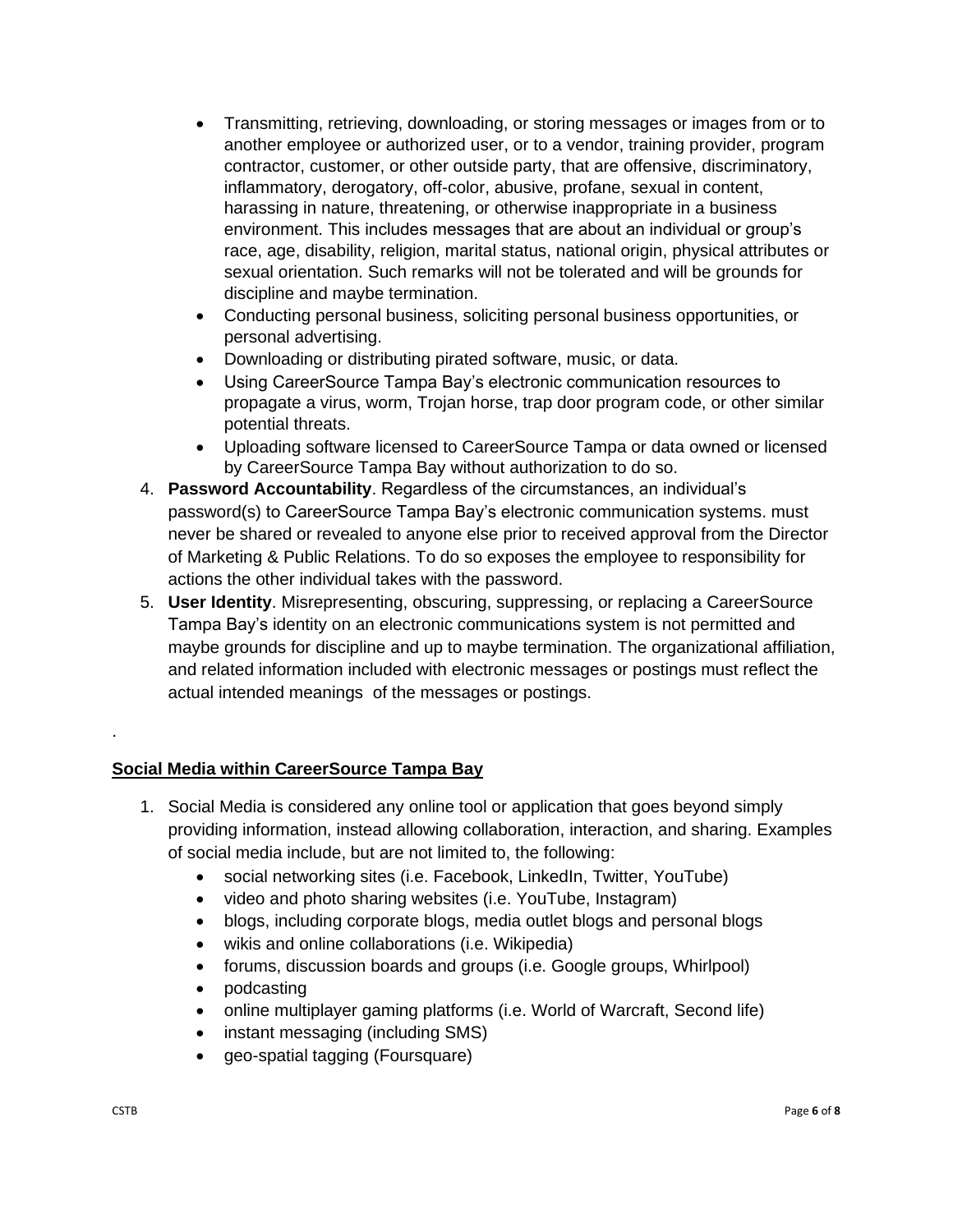- Transmitting, retrieving, downloading, or storing messages or images from or to another employee or authorized user, or to a vendor, training provider, program contractor, customer, or other outside party, that are offensive, discriminatory, inflammatory, derogatory, off-color, abusive, profane, sexual in content, harassing in nature, threatening, or otherwise inappropriate in a business environment. This includes messages that are about an individual or group's race, age, disability, religion, marital status, national origin, physical attributes or sexual orientation. Such remarks will not be tolerated and will be grounds for discipline and maybe termination.
- Conducting personal business, soliciting personal business opportunities, or personal advertising.
- Downloading or distributing pirated software, music, or data.
- Using CareerSource Tampa Bay's electronic communication resources to propagate a virus, worm, Trojan horse, trap door program code, or other similar potential threats.
- Uploading software licensed to CareerSource Tampa or data owned or licensed by CareerSource Tampa Bay without authorization to do so.

4. **Password Accountability**. Regardless of the circumstances, an individual's password(s) to CareerSource Tampa Bay's electronic communication systems. must never be shared or revealed to anyone else prior to received approval from the Director of Marketing & Public Relations. To do so exposes the employee to responsibility for actions the other individual takes with the password.
5. **User Identity**. Misrepresenting, obscuring, suppressing, or replacing a CareerSource Tampa Bay's identity on an electronic communications system is not permitted and maybe grounds for discipline and up to maybe termination. The organizational affiliation, and related information included with electronic messages or postings must reflect the actual intended meanings of the messages or postings.

.

**Social Media within CareerSource Tampa Bay**

1. Social Media is considered any online tool or application that goes beyond simply providing information, instead allowing collaboration, interaction, and sharing. Examples of social media include, but are not limited to, the following:
   - social networking sites (i.e. Facebook, LinkedIn, Twitter, YouTube)
   - video and photo sharing websites (i.e. YouTube, Instagram)
   - blogs, including corporate blogs, media outlet blogs and personal blogs
   - wikis and online collaborations (i.e. Wikipedia)
   - forums, discussion boards and groups (i.e. Google groups, Whirlpool)
   - podcasting
   - online multiplayer gaming platforms (i.e. World of Warcraft, Second life)
   - instant messaging (including SMS)
   - geo-spatial tagging (Foursquare)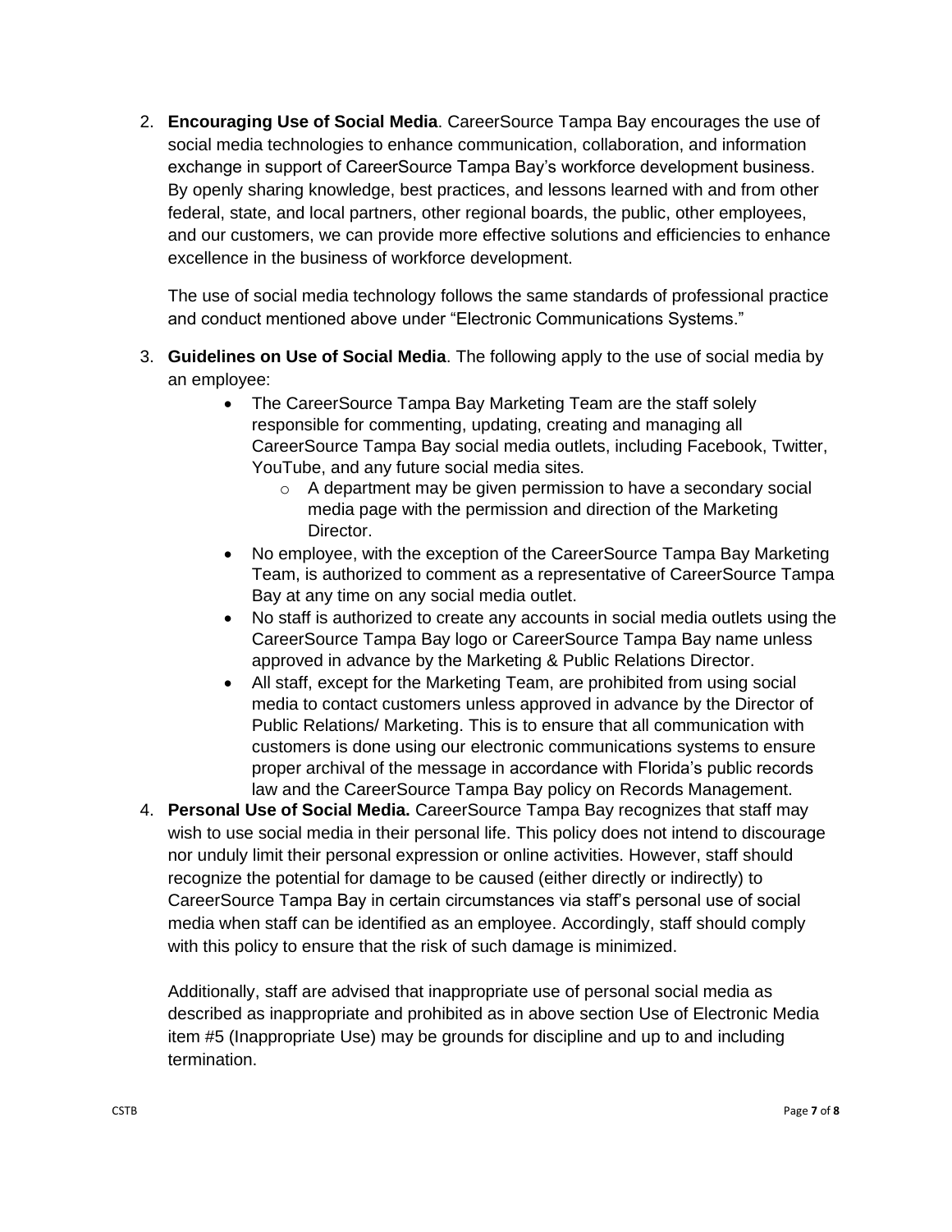2. **Encouraging Use of Social Media**. CareerSource Tampa Bay encourages the use of social media technologies to enhance communication, collaboration, and information exchange in support of CareerSource Tampa Bay's workforce development business. By openly sharing knowledge, best practices, and lessons learned with and from other federal, state, and local partners, other regional boards, the public, other employees, and our customers, we can provide more effective solutions and efficiencies to enhance excellence in the business of workforce development.

   The use of social media technology follows the same standards of professional practice and conduct mentioned above under "Electronic Communications Systems."

3. **Guidelines on Use of Social Media**. The following apply to the use of social media by an employee:
   - The CareerSource Tampa Bay Marketing Team are the staff solely responsible for commenting, updating, creating and managing all CareerSource Tampa Bay social media outlets, including Facebook, Twitter, YouTube, and any future social media sites.
     - A department may be given permission to have a secondary social media page with the permission and direction of the Marketing Director.
   - No employee, with the exception of the CareerSource Tampa Bay Marketing Team, is authorized to comment as a representative of CareerSource Tampa Bay at any time on any social media outlet.
   - No staff is authorized to create any accounts in social media outlets using the CareerSource Tampa Bay logo or CareerSource Tampa Bay name unless approved in advance by the Marketing & Public Relations Director.
   - All staff, except for the Marketing Team, are prohibited from using social media to contact customers unless approved in advance by the Director of Public Relations/ Marketing. This is to ensure that all communication with customers is done using our electronic communications systems to ensure proper archival of the message in accordance with Florida's public records law and the CareerSource Tampa Bay policy on Records Management.

4. **Personal Use of Social Media.** CareerSource Tampa Bay recognizes that staff may wish to use social media in their personal life. This policy does not intend to discourage nor unduly limit their personal expression or online activities. However, staff should recognize the potential for damage to be caused (either directly or indirectly) to CareerSource Tampa Bay in certain circumstances via staff's personal use of social media when staff can be identified as an employee. Accordingly, staff should comply with this policy to ensure that the risk of such damage is minimized.

   Additionally, staff are advised that inappropriate use of personal social media as described as inappropriate and prohibited as in above section Use of Electronic Media item #5 (Inappropriate Use) may be grounds for discipline and up to and including termination.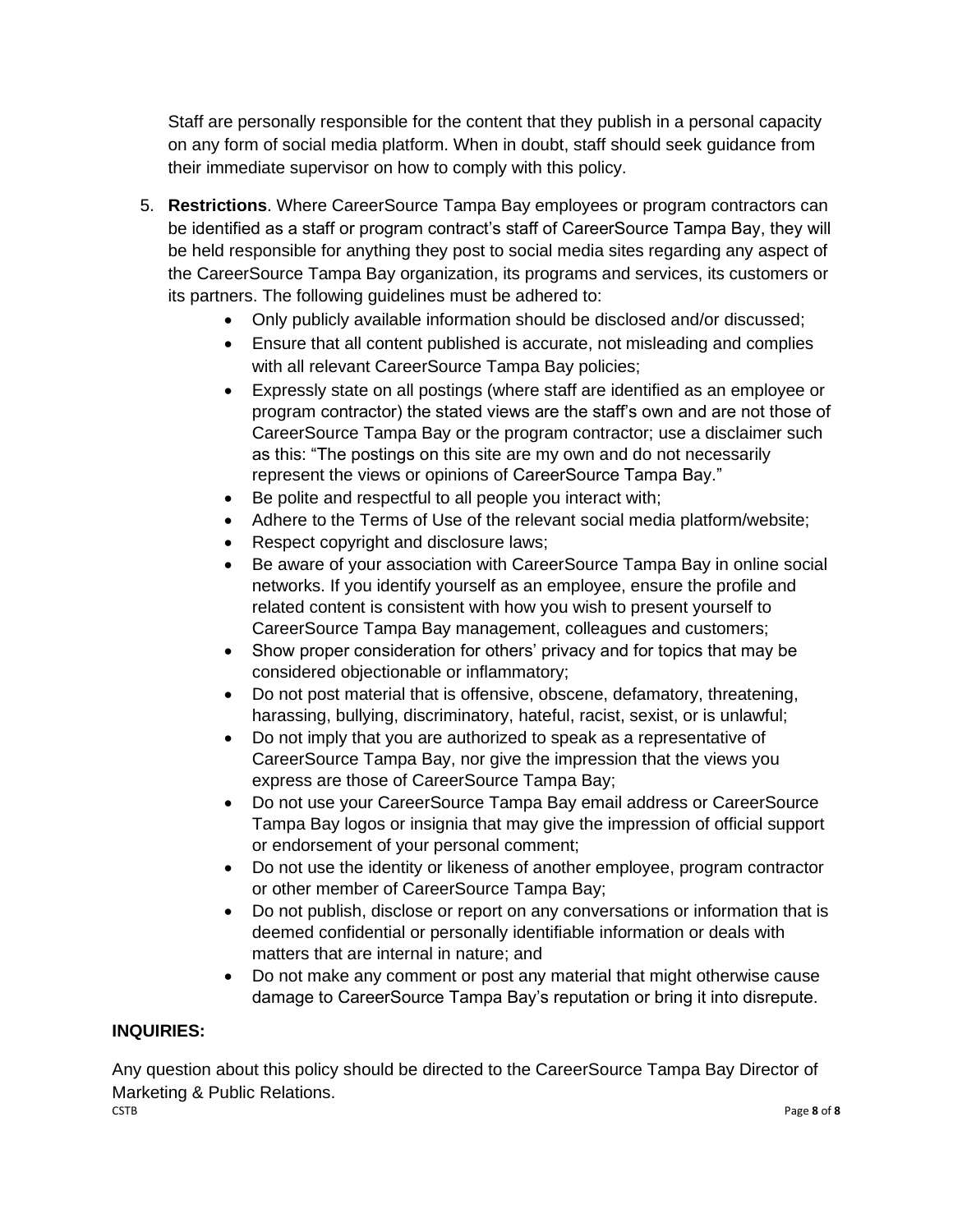Staff are personally responsible for the content that they publish in a personal capacity on any form of social media platform. When in doubt, staff should seek guidance from their immediate supervisor on how to comply with this policy.

5. **Restrictions**. Where CareerSource Tampa Bay employees or program contractors can be identified as a staff or program contract's staff of CareerSource Tampa Bay, they will be held responsible for anything they post to social media sites regarding any aspect of the CareerSource Tampa Bay organization, its programs and services, its customers or its partners. The following guidelines must be adhered to:
   - Only publicly available information should be disclosed and/or discussed;
   - Ensure that all content published is accurate, not misleading and complies with all relevant CareerSource Tampa Bay policies;
   - Expressly state on all postings (where staff are identified as an employee or program contractor) the stated views are the staff's own and are not those of CareerSource Tampa Bay or the program contractor; use a disclaimer such as this: "The postings on this site are my own and do not necessarily represent the views or opinions of CareerSource Tampa Bay."
   - Be polite and respectful to all people you interact with;
   - Adhere to the Terms of Use of the relevant social media platform/website;
   - Respect copyright and disclosure laws;
   - Be aware of your association with CareerSource Tampa Bay in online social networks. If you identify yourself as an employee, ensure the profile and related content is consistent with how you wish to present yourself to CareerSource Tampa Bay management, colleagues and customers;
   - Show proper consideration for others' privacy and for topics that may be considered objectionable or inflammatory;
   - Do not post material that is offensive, obscene, defamatory, threatening, harassing, bullying, discriminatory, hateful, racist, sexist, or is unlawful;
   - Do not imply that you are authorized to speak as a representative of CareerSource Tampa Bay, nor give the impression that the views you express are those of CareerSource Tampa Bay;
   - Do not use your CareerSource Tampa Bay email address or CareerSource Tampa Bay logos or insignia that may give the impression of official support or endorsement of your personal comment;
   - Do not use the identity or likeness of another employee, program contractor or other member of CareerSource Tampa Bay;
   - Do not publish, disclose or report on any conversations or information that is deemed confidential or personally identifiable information or deals with matters that are internal in nature; and
   - Do not make any comment or post any material that might otherwise cause damage to CareerSource Tampa Bay's reputation or bring it into disrepute.

**INQUIRIES:**

Any question about this policy should be directed to the CareerSource Tampa Bay Director of Marketing & Public Relations.